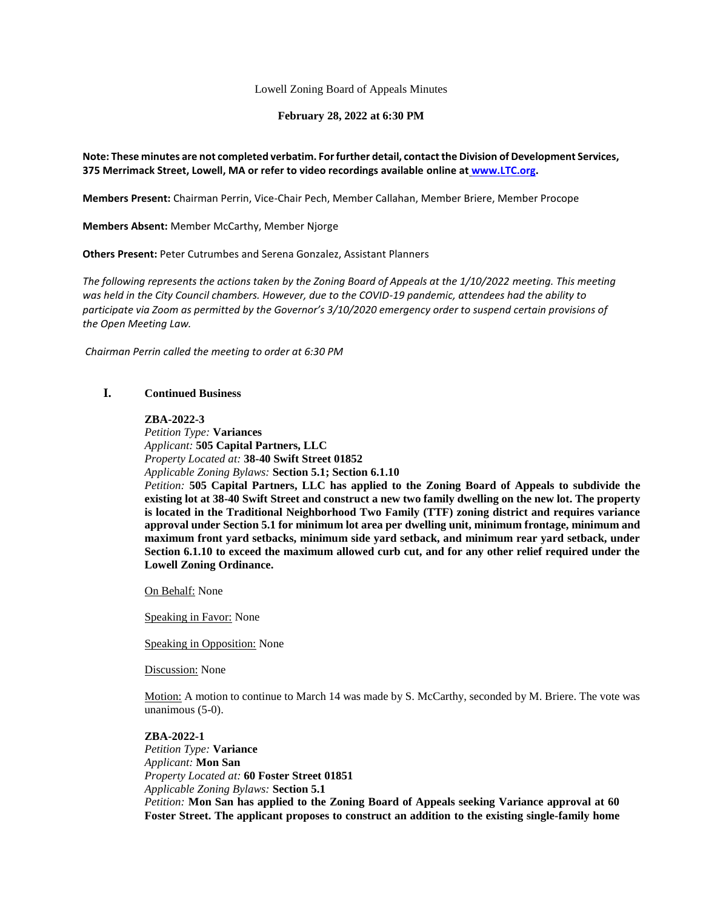Lowell Zoning Board of Appeals Minutes

**February 28, 2022 at 6:30 PM**

**Note: These minutes are not completed verbatim. For further detail, contact the Division of Development Services, 375 Merrimack Street, Lowell, MA or refer to video recordings available online at www.LTC.org.**

**Members Present:** Chairman Perrin, Vice-Chair Pech, Member Callahan, Member Briere, Member Procope

**Members Absent:** Member McCarthy, Member Njorge

**Others Present:** Peter Cutrumbes and Serena Gonzalez, Assistant Planners

*The following represents the actions taken by the Zoning Board of Appeals at the 1/10/2022 meeting. This meeting was held in the City Council chambers. However, due to the COVID-19 pandemic, attendees had the ability to participate via Zoom as permitted by the Governor's 3/10/2020 emergency order to suspend certain provisions of the Open Meeting Law.*

*Chairman Perrin called the meeting to order at 6:30 PM*

## I. Continued Business

**ZBA-2022-3**
*Petition Type:* **Variances**
*Applicant:* **505 Capital Partners, LLC**
*Property Located at:* **38-40 Swift Street 01852**
*Applicable Zoning Bylaws:* **Section 5.1; Section 6.1.10**
*Petition:* **505 Capital Partners, LLC has applied to the Zoning Board of Appeals to subdivide the existing lot at 38-40 Swift Street and construct a new two family dwelling on the new lot. The property is located in the Traditional Neighborhood Two Family (TTF) zoning district and requires variance approval under Section 5.1 for minimum lot area per dwelling unit, minimum frontage, minimum and maximum front yard setbacks, minimum side yard setback, and minimum rear yard setback, under Section 6.1.10 to exceed the maximum allowed curb cut, and for any other relief required under the Lowell Zoning Ordinance.**

On Behalf: None

Speaking in Favor: None

Speaking in Opposition: None

Discussion: None

Motion: A motion to continue to March 14 was made by S. McCarthy, seconded by M. Briere. The vote was unanimous (5-0).

**ZBA-2022-1**
*Petition Type:* **Variance**
*Applicant:* **Mon San**
*Property Located at:* **60 Foster Street 01851**
*Applicable Zoning Bylaws:* **Section 5.1**
*Petition:* **Mon San has applied to the Zoning Board of Appeals seeking Variance approval at 60 Foster Street. The applicant proposes to construct an addition to the existing single-family home**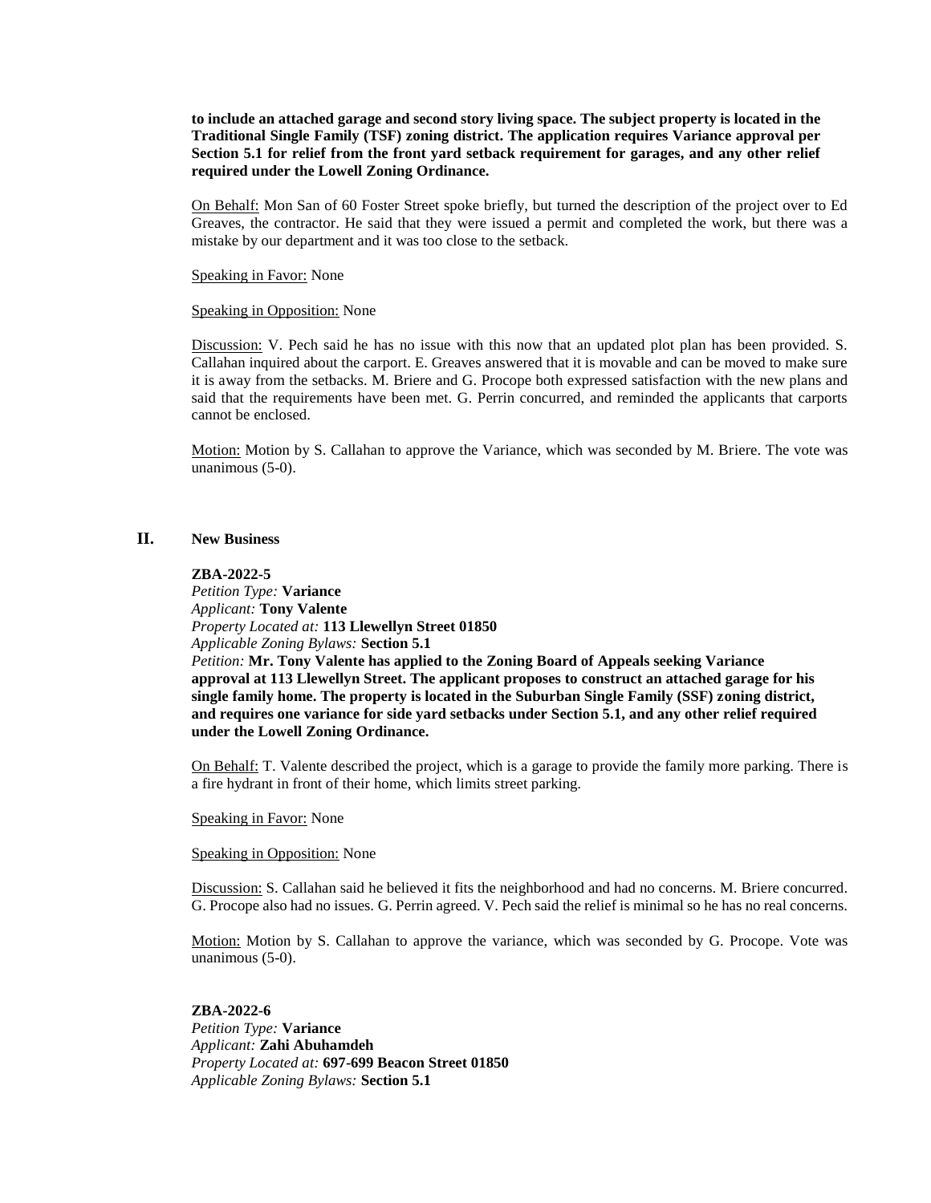**to include an attached garage and second story living space. The subject property is located in the Traditional Single Family (TSF) zoning district. The application requires Variance approval per Section 5.1 for relief from the front yard setback requirement for garages, and any other relief required under the Lowell Zoning Ordinance.**

On Behalf: Mon San of 60 Foster Street spoke briefly, but turned the description of the project over to Ed Greaves, the contractor. He said that they were issued a permit and completed the work, but there was a mistake by our department and it was too close to the setback.

Speaking in Favor: None

Speaking in Opposition: None

Discussion: V. Pech said he has no issue with this now that an updated plot plan has been provided. S. Callahan inquired about the carport. E. Greaves answered that it is movable and can be moved to make sure it is away from the setbacks. M. Briere and G. Procope both expressed satisfaction with the new plans and said that the requirements have been met. G. Perrin concurred, and reminded the applicants that carports cannot be enclosed.

Motion: Motion by S. Callahan to approve the Variance, which was seconded by M. Briere. The vote was unanimous (5-0).

## II. New Business

**ZBA-2022-5**
*Petition Type:* **Variance**
*Applicant:* **Tony Valente**
*Property Located at:* **113 Llewellyn Street 01850**
*Applicable Zoning Bylaws:* **Section 5.1**
*Petition:* **Mr. Tony Valente has applied to the Zoning Board of Appeals seeking Variance approval at 113 Llewellyn Street. The applicant proposes to construct an attached garage for his single family home. The property is located in the Suburban Single Family (SSF) zoning district, and requires one variance for side yard setbacks under Section 5.1, and any other relief required under the Lowell Zoning Ordinance.**

On Behalf: T. Valente described the project, which is a garage to provide the family more parking. There is a fire hydrant in front of their home, which limits street parking.

Speaking in Favor: None

Speaking in Opposition: None

Discussion: S. Callahan said he believed it fits the neighborhood and had no concerns. M. Briere concurred. G. Procope also had no issues. G. Perrin agreed. V. Pech said the relief is minimal so he has no real concerns.

Motion: Motion by S. Callahan to approve the variance, which was seconded by G. Procope. Vote was unanimous (5-0).

**ZBA-2022-6**
*Petition Type:* **Variance**
*Applicant:* **Zahi Abuhamdeh**
*Property Located at:* **697-699 Beacon Street 01850**
*Applicable Zoning Bylaws:* **Section 5.1**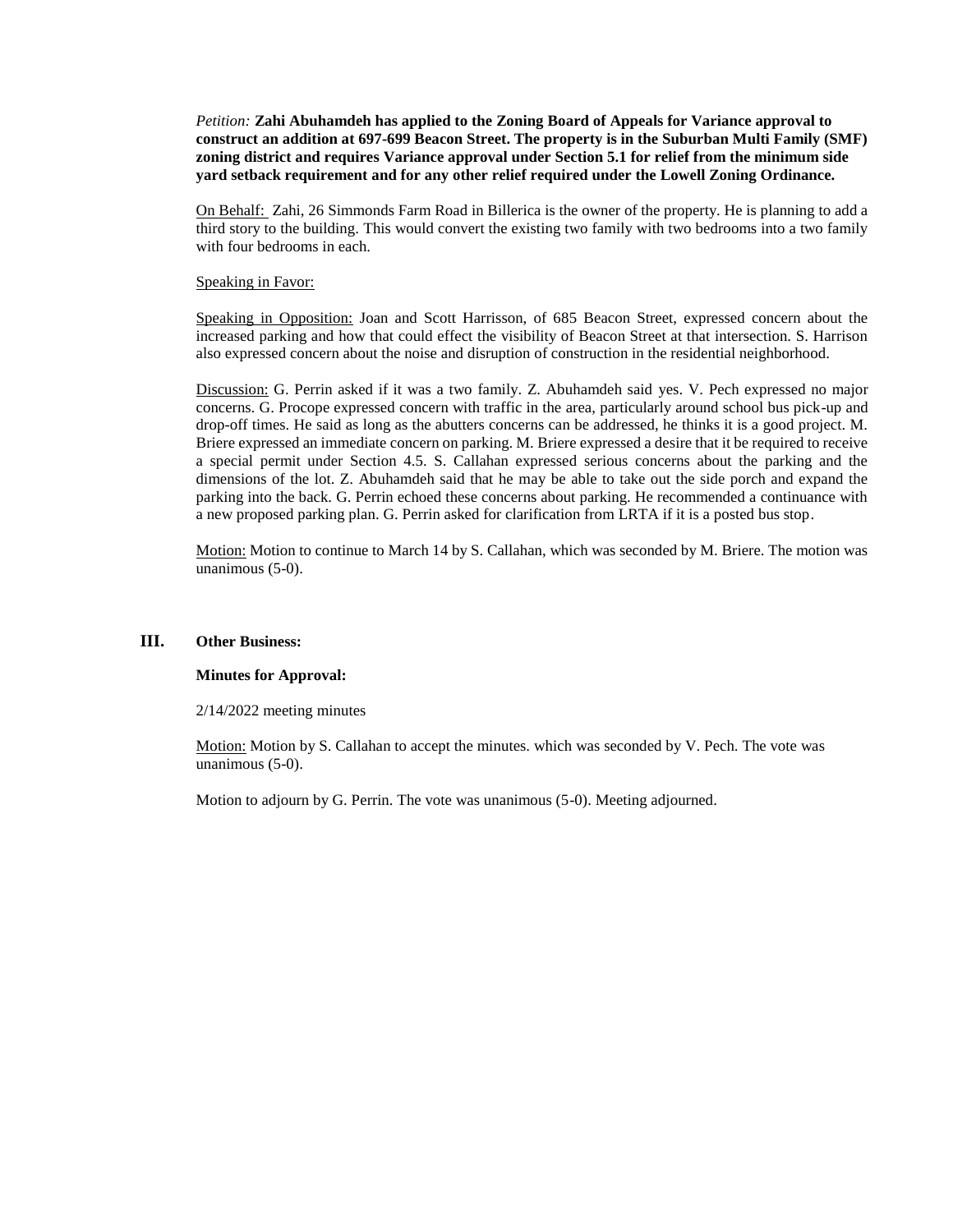*Petition:* **Zahi Abuhamdeh has applied to the Zoning Board of Appeals for Variance approval to construct an addition at 697-699 Beacon Street. The property is in the Suburban Multi Family (SMF) zoning district and requires Variance approval under Section 5.1 for relief from the minimum side yard setback requirement and for any other relief required under the Lowell Zoning Ordinance.**

On Behalf: Zahi, 26 Simmonds Farm Road in Billerica is the owner of the property. He is planning to add a third story to the building. This would convert the existing two family with two bedrooms into a two family with four bedrooms in each.

Speaking in Favor:

Speaking in Opposition: Joan and Scott Harrisson, of 685 Beacon Street, expressed concern about the increased parking and how that could effect the visibility of Beacon Street at that intersection. S. Harrison also expressed concern about the noise and disruption of construction in the residential neighborhood.

Discussion: G. Perrin asked if it was a two family. Z. Abuhamdeh said yes. V. Pech expressed no major concerns. G. Procope expressed concern with traffic in the area, particularly around school bus pick-up and drop-off times. He said as long as the abutters concerns can be addressed, he thinks it is a good project. M. Briere expressed an immediate concern on parking. M. Briere expressed a desire that it be required to receive a special permit under Section 4.5. S. Callahan expressed serious concerns about the parking and the dimensions of the lot. Z. Abuhamdeh said that he may be able to take out the side porch and expand the parking into the back. G. Perrin echoed these concerns about parking. He recommended a continuance with a new proposed parking plan. G. Perrin asked for clarification from LRTA if it is a posted bus stop.

Motion: Motion to continue to March 14 by S. Callahan, which was seconded by M. Briere. The motion was unanimous (5-0).

## III. Other Business:

**Minutes for Approval:**

2/14/2022 meeting minutes

Motion: Motion by S. Callahan to accept the minutes. which was seconded by V. Pech. The vote was unanimous (5-0).

Motion to adjourn by G. Perrin. The vote was unanimous (5-0). Meeting adjourned.